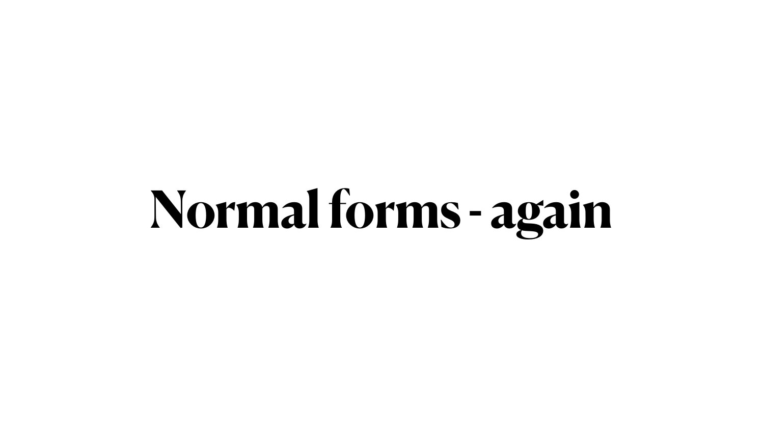# Normal forms - again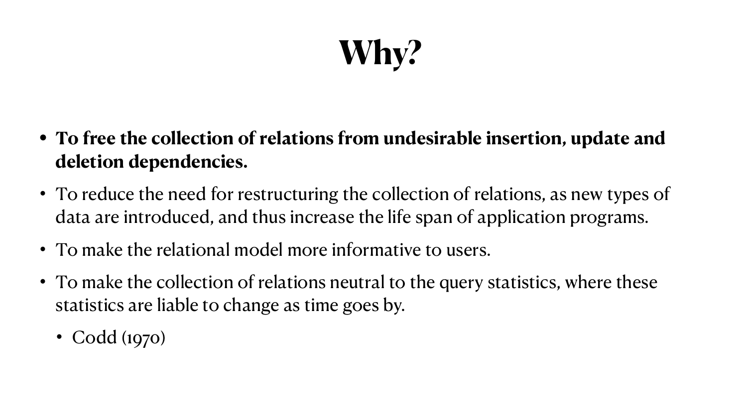# Why?

- **To free the collection of relations from undesirable insertion, update and deletion dependencies.**
- To reduce the need for restructuring the collection of relations, as new types of data are introduced, and thus increase the life span of application programs.
- To make the relational model more informative to users.
- To make the collection of relations neutral to the query statistics, where these statistics are liable to change as time goes by.
  - Codd (1970)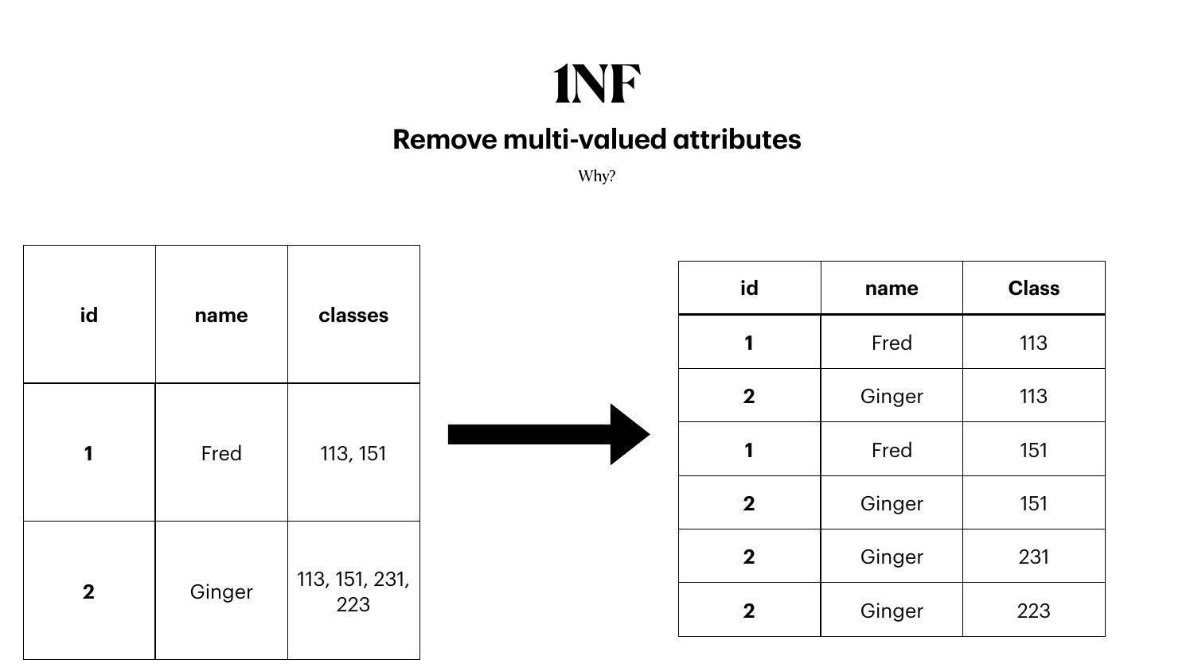# 1NF

## Remove multi-valued attributes

Why?

| id | name | classes |
|---|---|---|
| **1** | Fred | 113, 151 |
| **2** | Ginger | 113, 151, 231, 223 |

→

| id | name | Class |
|---|---|---|
| **1** | Fred | 113 |
| **2** | Ginger | 113 |
| **1** | Fred | 151 |
| **2** | Ginger | 151 |
| **2** | Ginger | 231 |
| **2** | Ginger | 223 |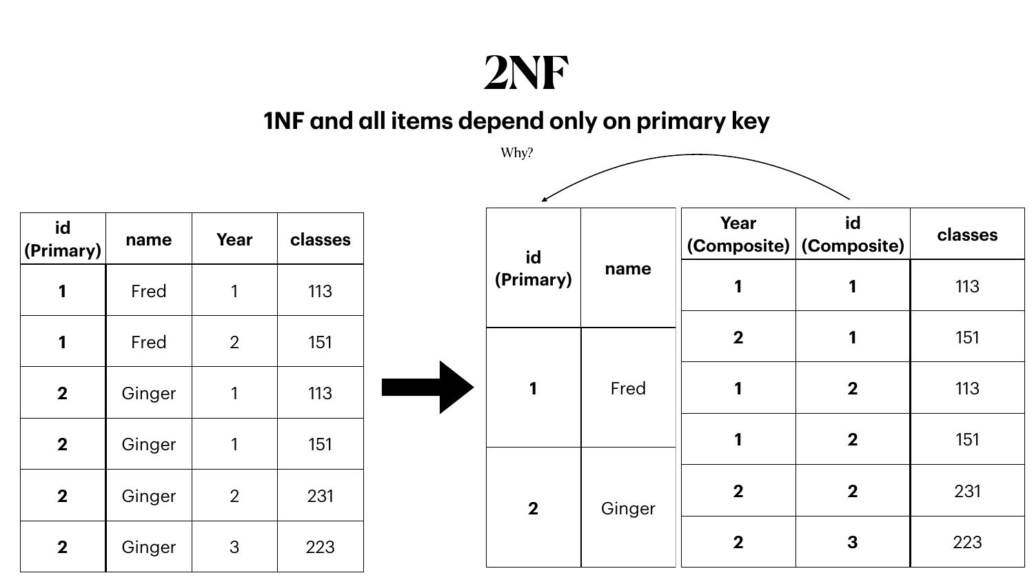# 2NF

## 1NF and all items depend only on primary key

| id (Primary) | name | Year | classes |
|---|---|---|---|
| **1** | Fred | 1 | 113 |
| **1** | Fred | 2 | 151 |
| **2** | Ginger | 1 | 113 |
| **2** | Ginger | 1 | 151 |
| **2** | Ginger | 2 | 231 |
| **2** | Ginger | 3 | 223 |

→

Why?

| id (Primary) | name |
|---|---|
| **1** | Fred |
| **2** | Ginger |

| Year (Composite) | id (Composite) | classes |
|---|---|---|
| **1** | **1** | 113 |
| **2** | **1** | 151 |
| **1** | **2** | 113 |
| **1** | **2** | 151 |
| **2** | **2** | 231 |
| **2** | **3** | 223 |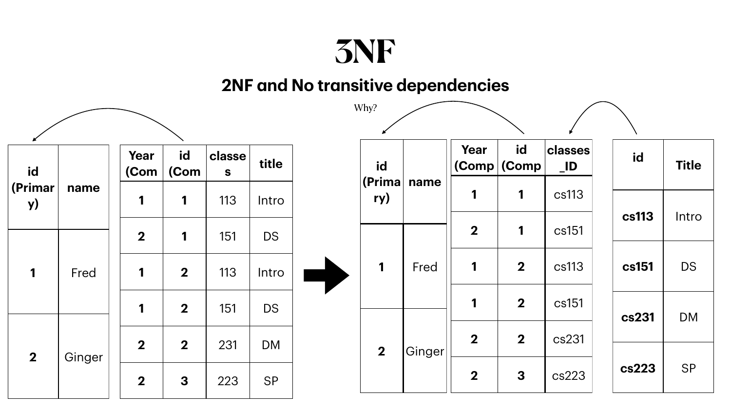# 3NF

## 2NF and No transitive dependencies

Why?

| id (Primary) | name |
| --- | --- |
| 1 | Fred |
| 2 | Ginger |

| Year (Com | id (Com | classes | title |
| --- | --- | --- | --- |
| 1 | 1 | 113 | Intro |
| 2 | 1 | 151 | DS |
| 1 | 2 | 113 | Intro |
| 1 | 2 | 151 | DS |
| 2 | 2 | 231 | DM |
| 2 | 3 | 223 | SP |

→

| id (Primary) | name |
| --- | --- |
| 1 | Fred |
| 2 | Ginger |

| Year (Comp | id (Comp | classes_ID |
| --- | --- | --- |
| 1 | 1 | cs113 |
| 2 | 1 | cs151 |
| 1 | 2 | cs113 |
| 1 | 2 | cs151 |
| 2 | 2 | cs231 |
| 2 | 3 | cs223 |

| id | Title |
| --- | --- |
| cs113 | Intro |
| cs151 | DS |
| cs231 | DM |
| cs223 | SP |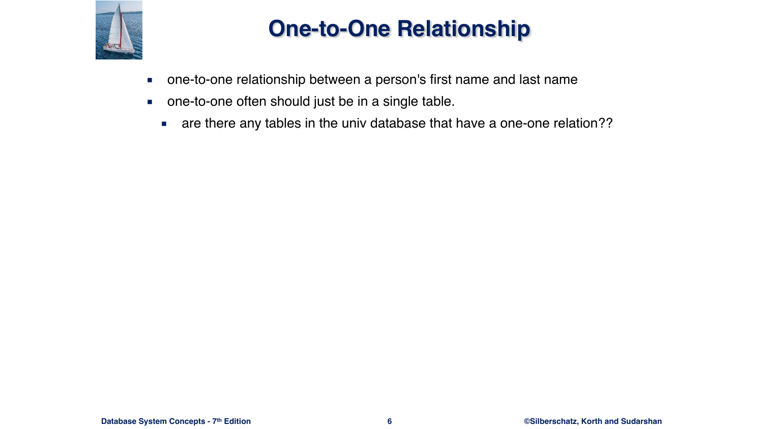# One-to-One Relationship

- one-to-one relationship between a person's first name and last name
- one-to-one often should just be in a single table.
  - are there any tables in the univ database that have a one-one relation??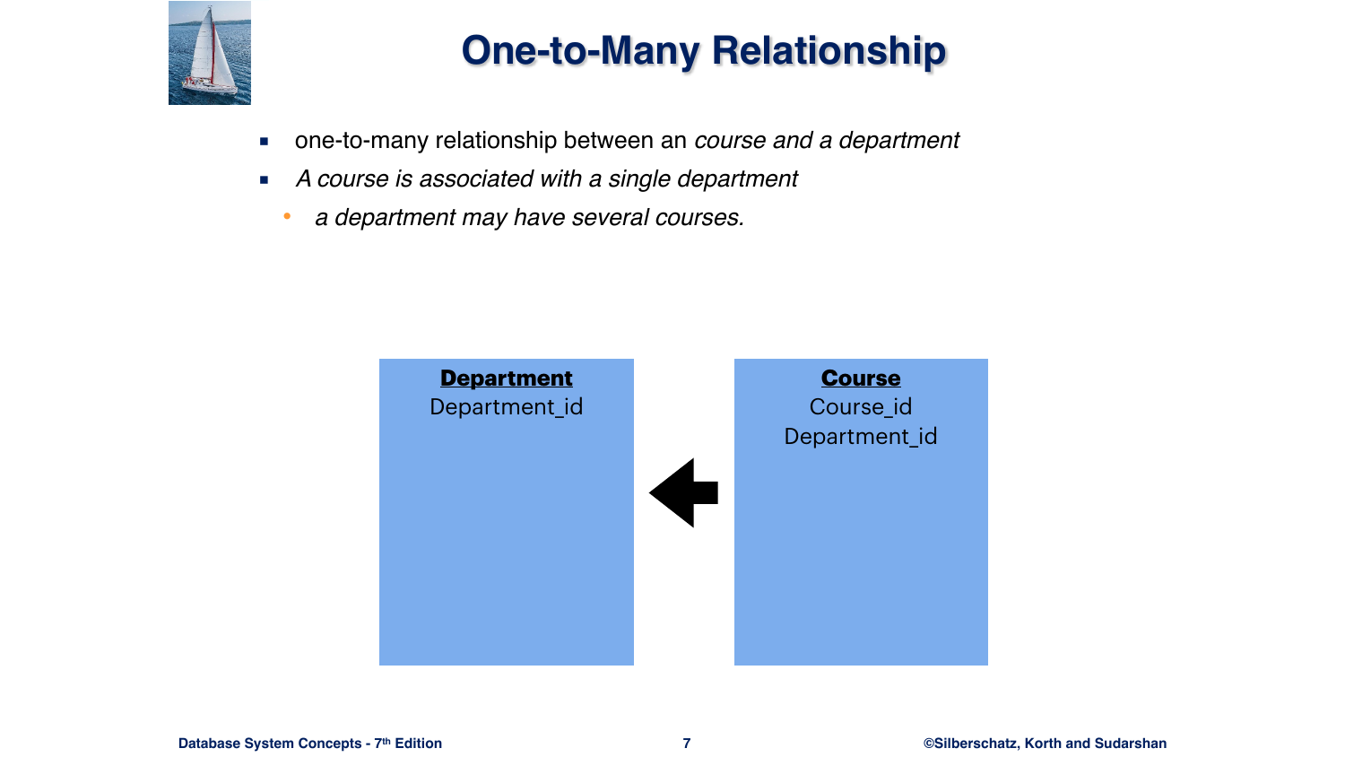# One-to-Many Relationship

- one-to-many relationship between an *course and a department*
- *A course is associated with a single department*
  - *a department may have several courses.*

**Department**
Department_id

**Course**
Course_id
Department_id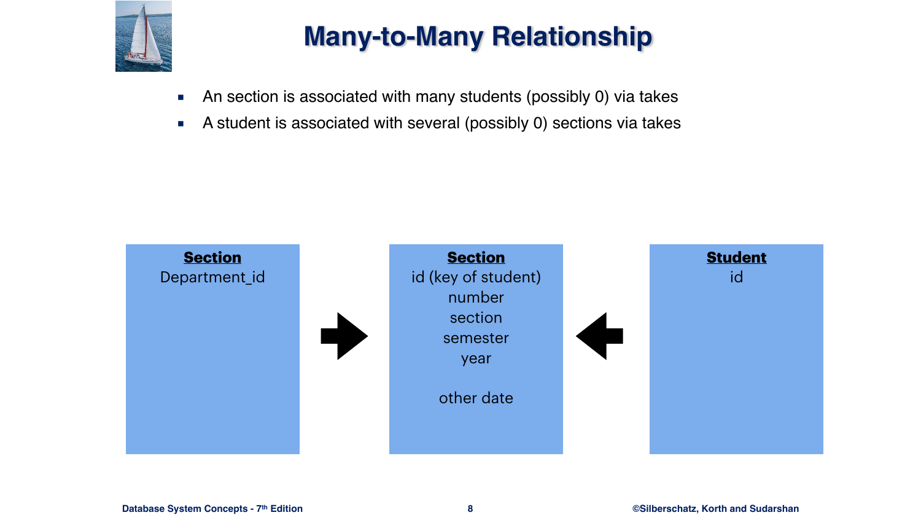# Many-to-Many Relationship

- An section is associated with many students (possibly 0) via takes
- A student is associated with several (possibly 0) sections via takes

**Section**
Department_id

**Section**
id (key of student)
number
section
semester
year

other date

**Student**
id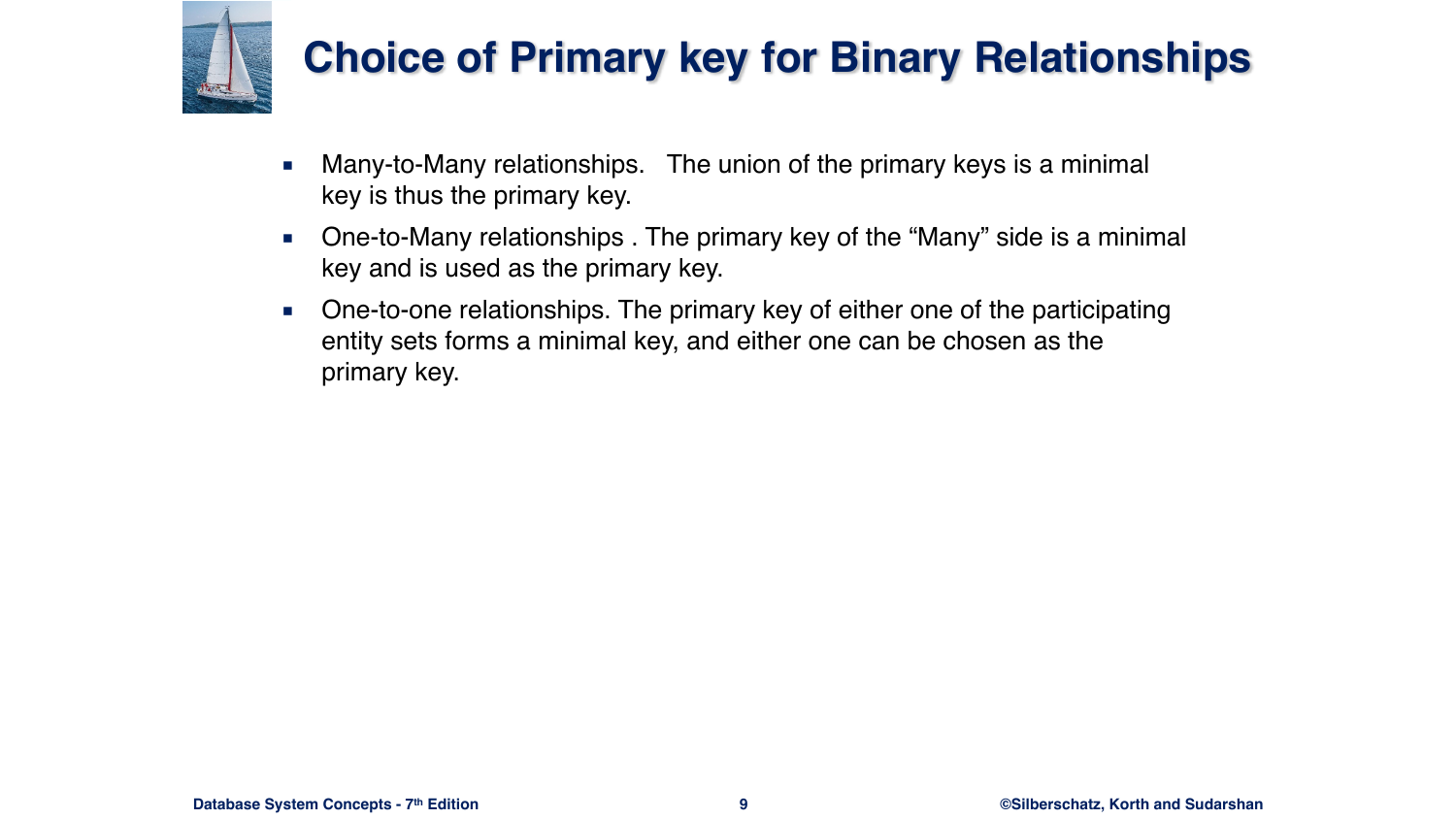# Choice of Primary key for Binary Relationships

- Many-to-Many relationships.   The union of the primary keys is a minimal key is thus the primary key.
- One-to-Many relationships . The primary key of the “Many” side is a minimal key and is used as the primary key.
- One-to-one relationships. The primary key of either one of the participating entity sets forms a minimal key, and either one can be chosen as the primary key.